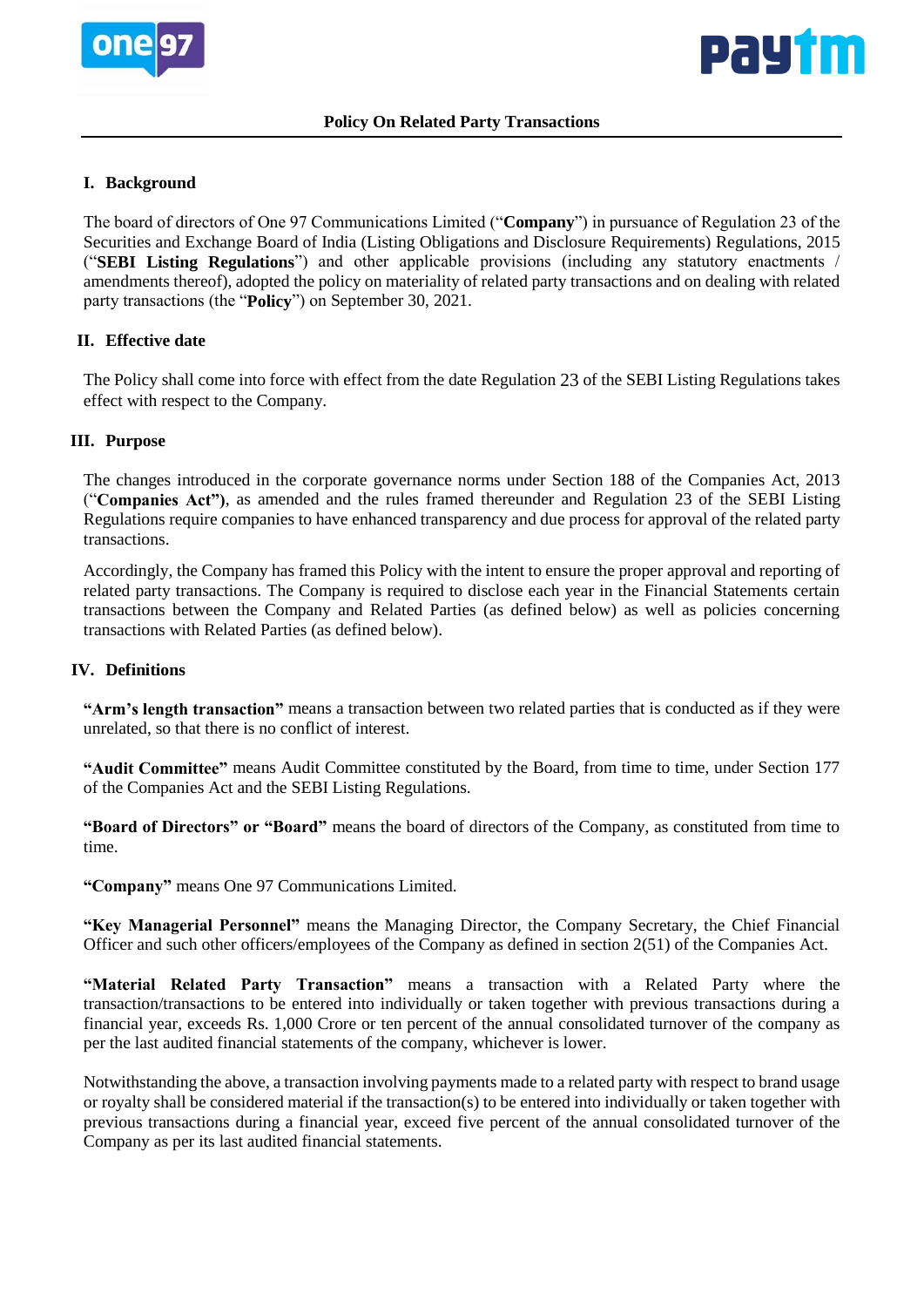# Policy On Related Party Transactions

## I. Background

The board of directors of One 97 Communications Limited ("**Company**") in pursuance of Regulation 23 of the Securities and Exchange Board of India (Listing Obligations and Disclosure Requirements) Regulations, 2015 ("**SEBI Listing Regulations**") and other applicable provisions (including any statutory enactments / amendments thereof), adopted the policy on materiality of related party transactions and on dealing with related party transactions (the "**Policy**") on September 30, 2021.

## II. Effective date

The Policy shall come into force with effect from the date Regulation 23 of the SEBI Listing Regulations takes effect with respect to the Company.

## III. Purpose

The changes introduced in the corporate governance norms under Section 188 of the Companies Act, 2013 ("**Companies Act"**), as amended and the rules framed thereunder and Regulation 23 of the SEBI Listing Regulations require companies to have enhanced transparency and due process for approval of the related party transactions.

Accordingly, the Company has framed this Policy with the intent to ensure the proper approval and reporting of related party transactions. The Company is required to disclose each year in the Financial Statements certain transactions between the Company and Related Parties (as defined below) as well as policies concerning transactions with Related Parties (as defined below).

## IV. Definitions

**"Arm's length transaction"** means a transaction between two related parties that is conducted as if they were unrelated, so that there is no conflict of interest.

**"Audit Committee"** means Audit Committee constituted by the Board, from time to time, under Section 177 of the Companies Act and the SEBI Listing Regulations.

**"Board of Directors" or "Board"** means the board of directors of the Company, as constituted from time to time.

**"Company"** means One 97 Communications Limited.

**"Key Managerial Personnel"** means the Managing Director, the Company Secretary, the Chief Financial Officer and such other officers/employees of the Company as defined in section 2(51) of the Companies Act.

**"Material Related Party Transaction"** means a transaction with a Related Party where the transaction/transactions to be entered into individually or taken together with previous transactions during a financial year, exceeds Rs. 1,000 Crore or ten percent of the annual consolidated turnover of the company as per the last audited financial statements of the company, whichever is lower.

Notwithstanding the above, a transaction involving payments made to a related party with respect to brand usage or royalty shall be considered material if the transaction(s) to be entered into individually or taken together with previous transactions during a financial year, exceed five percent of the annual consolidated turnover of the Company as per its last audited financial statements.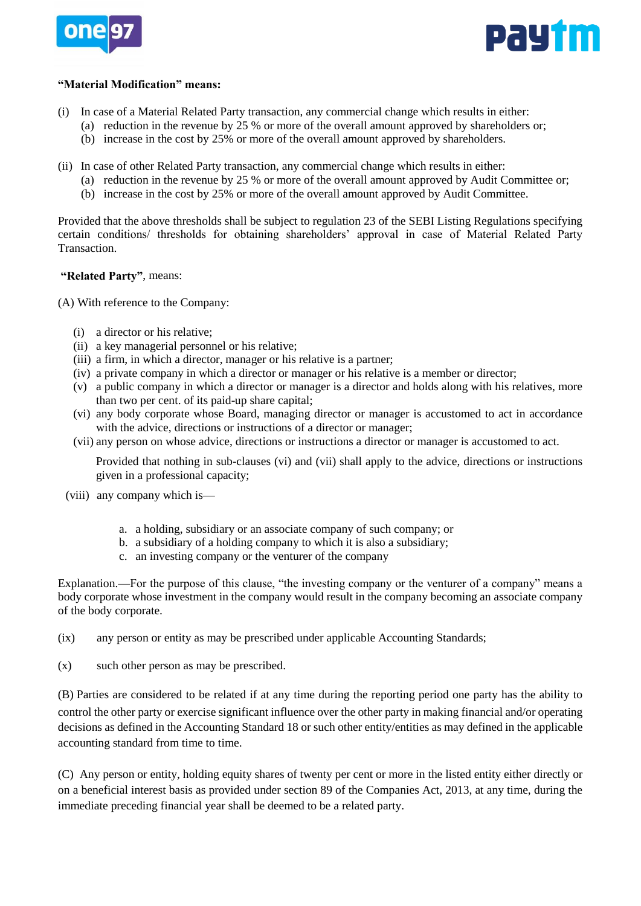**"Material Modification" means:**

(i) In case of a Material Related Party transaction, any commercial change which results in either:
   (a) reduction in the revenue by 25 % or more of the overall amount approved by shareholders or;
   (b) increase in the cost by 25% or more of the overall amount approved by shareholders.

(ii) In case of other Related Party transaction, any commercial change which results in either:
   (a) reduction in the revenue by 25 % or more of the overall amount approved by Audit Committee or;
   (b) increase in the cost by 25% or more of the overall amount approved by Audit Committee.

Provided that the above thresholds shall be subject to regulation 23 of the SEBI Listing Regulations specifying certain conditions/ thresholds for obtaining shareholders' approval in case of Material Related Party Transaction.

**"Related Party"**, means:

(A) With reference to the Company:

(i) a director or his relative;
(ii) a key managerial personnel or his relative;
(iii) a firm, in which a director, manager or his relative is a partner;
(iv) a private company in which a director or manager or his relative is a member or director;
(v) a public company in which a director or manager is a director and holds along with his relatives, more than two per cent. of its paid-up share capital;
(vi) any body corporate whose Board, managing director or manager is accustomed to act in accordance with the advice, directions or instructions of a director or manager;
(vii) any person on whose advice, directions or instructions a director or manager is accustomed to act.

Provided that nothing in sub-clauses (vi) and (vii) shall apply to the advice, directions or instructions given in a professional capacity;

(viii) any company which is—

a. a holding, subsidiary or an associate company of such company; or
b. a subsidiary of a holding company to which it is also a subsidiary;
c. an investing company or the venturer of the company

Explanation.—For the purpose of this clause, "the investing company or the venturer of a company" means a body corporate whose investment in the company would result in the company becoming an associate company of the body corporate.

(ix) any person or entity as may be prescribed under applicable Accounting Standards;

(x) such other person as may be prescribed.

(B) Parties are considered to be related if at any time during the reporting period one party has the ability to control the other party or exercise significant influence over the other party in making financial and/or operating decisions as defined in the Accounting Standard 18 or such other entity/entities as may defined in the applicable accounting standard from time to time.

(C) Any person or entity, holding equity shares of twenty per cent or more in the listed entity either directly or on a beneficial interest basis as provided under section 89 of the Companies Act, 2013, at any time, during the immediate preceding financial year shall be deemed to be a related party.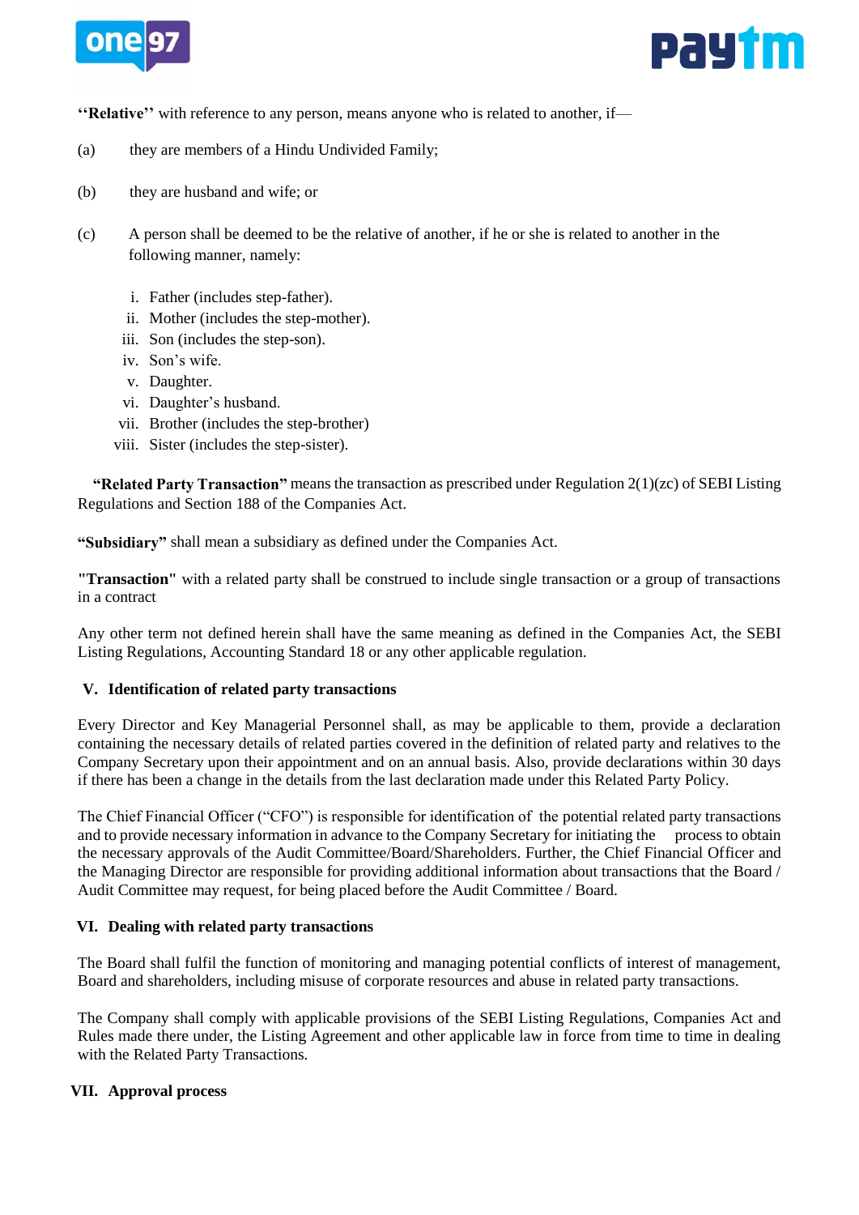**''Relative''** with reference to any person, means anyone who is related to another, if—

(a) they are members of a Hindu Undivided Family;

(b) they are husband and wife; or

(c) A person shall be deemed to be the relative of another, if he or she is related to another in the following manner, namely:

   i. Father (includes step-father).
   ii. Mother (includes the step-mother).
   iii. Son (includes the step-son).
   iv. Son's wife.
   v. Daughter.
   vi. Daughter's husband.
   vii. Brother (includes the step-brother)
   viii. Sister (includes the step-sister).

**"Related Party Transaction"** means the transaction as prescribed under Regulation 2(1)(zc) of SEBI Listing Regulations and Section 188 of the Companies Act.

**"Subsidiary"** shall mean a subsidiary as defined under the Companies Act.

**"Transaction"** with a related party shall be construed to include single transaction or a group of transactions in a contract

Any other term not defined herein shall have the same meaning as defined in the Companies Act, the SEBI Listing Regulations, Accounting Standard 18 or any other applicable regulation.

## V. Identification of related party transactions

Every Director and Key Managerial Personnel shall, as may be applicable to them, provide a declaration containing the necessary details of related parties covered in the definition of related party and relatives to the Company Secretary upon their appointment and on an annual basis. Also, provide declarations within 30 days if there has been a change in the details from the last declaration made under this Related Party Policy.

The Chief Financial Officer ("CFO") is responsible for identification of the potential related party transactions and to provide necessary information in advance to the Company Secretary for initiating the process to obtain the necessary approvals of the Audit Committee/Board/Shareholders. Further, the Chief Financial Officer and the Managing Director are responsible for providing additional information about transactions that the Board / Audit Committee may request, for being placed before the Audit Committee / Board.

## VI. Dealing with related party transactions

The Board shall fulfil the function of monitoring and managing potential conflicts of interest of management, Board and shareholders, including misuse of corporate resources and abuse in related party transactions.

The Company shall comply with applicable provisions of the SEBI Listing Regulations, Companies Act and Rules made there under, the Listing Agreement and other applicable law in force from time to time in dealing with the Related Party Transactions.

## VII. Approval process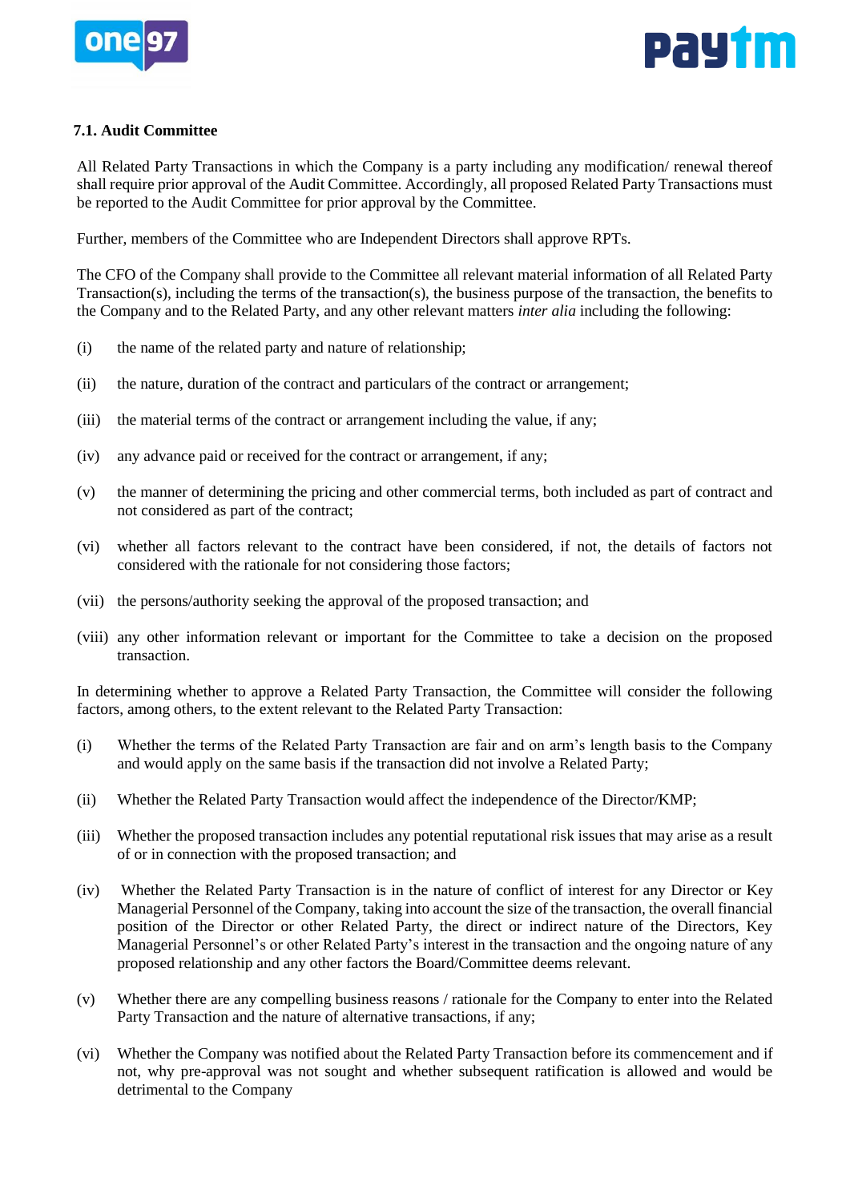### 7.1. Audit Committee

All Related Party Transactions in which the Company is a party including any modification/ renewal thereof shall require prior approval of the Audit Committee. Accordingly, all proposed Related Party Transactions must be reported to the Audit Committee for prior approval by the Committee.

Further, members of the Committee who are Independent Directors shall approve RPTs.

The CFO of the Company shall provide to the Committee all relevant material information of all Related Party Transaction(s), including the terms of the transaction(s), the business purpose of the transaction, the benefits to the Company and to the Related Party, and any other relevant matters *inter alia* including the following:

(i) the name of the related party and nature of relationship;

(ii) the nature, duration of the contract and particulars of the contract or arrangement;

(iii) the material terms of the contract or arrangement including the value, if any;

(iv) any advance paid or received for the contract or arrangement, if any;

(v) the manner of determining the pricing and other commercial terms, both included as part of contract and not considered as part of the contract;

(vi) whether all factors relevant to the contract have been considered, if not, the details of factors not considered with the rationale for not considering those factors;

(vii) the persons/authority seeking the approval of the proposed transaction; and

(viii) any other information relevant or important for the Committee to take a decision on the proposed transaction.

In determining whether to approve a Related Party Transaction, the Committee will consider the following factors, among others, to the extent relevant to the Related Party Transaction:

(i) Whether the terms of the Related Party Transaction are fair and on arm's length basis to the Company and would apply on the same basis if the transaction did not involve a Related Party;

(ii) Whether the Related Party Transaction would affect the independence of the Director/KMP;

(iii) Whether the proposed transaction includes any potential reputational risk issues that may arise as a result of or in connection with the proposed transaction; and

(iv) Whether the Related Party Transaction is in the nature of conflict of interest for any Director or Key Managerial Personnel of the Company, taking into account the size of the transaction, the overall financial position of the Director or other Related Party, the direct or indirect nature of the Directors, Key Managerial Personnel's or other Related Party's interest in the transaction and the ongoing nature of any proposed relationship and any other factors the Board/Committee deems relevant.

(v) Whether there are any compelling business reasons / rationale for the Company to enter into the Related Party Transaction and the nature of alternative transactions, if any;

(vi) Whether the Company was notified about the Related Party Transaction before its commencement and if not, why pre-approval was not sought and whether subsequent ratification is allowed and would be detrimental to the Company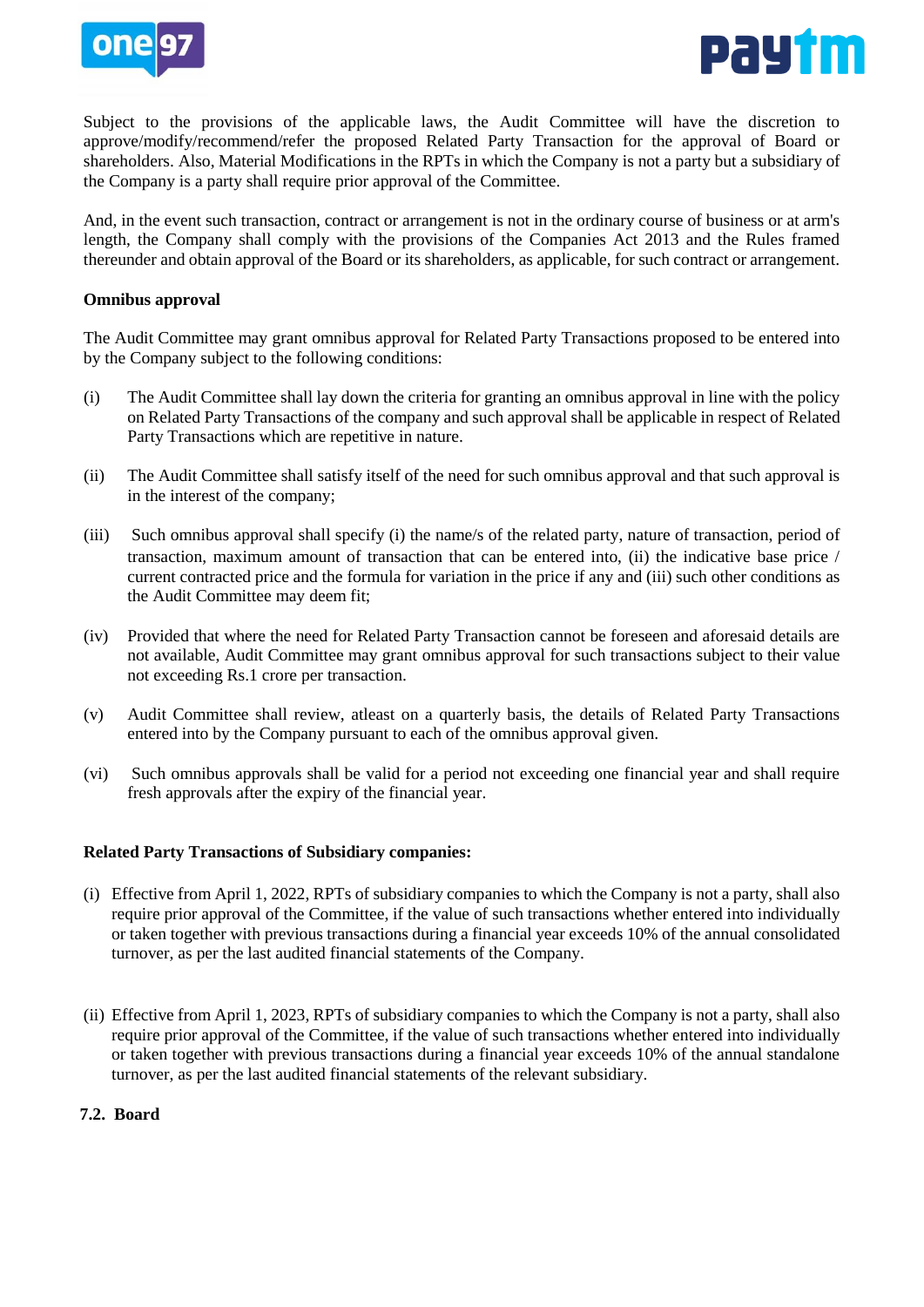Subject to the provisions of the applicable laws, the Audit Committee will have the discretion to approve/modify/recommend/refer the proposed Related Party Transaction for the approval of Board or shareholders. Also, Material Modifications in the RPTs in which the Company is not a party but a subsidiary of the Company is a party shall require prior approval of the Committee.

And, in the event such transaction, contract or arrangement is not in the ordinary course of business or at arm's length, the Company shall comply with the provisions of the Companies Act 2013 and the Rules framed thereunder and obtain approval of the Board or its shareholders, as applicable, for such contract or arrangement.

**Omnibus approval**

The Audit Committee may grant omnibus approval for Related Party Transactions proposed to be entered into by the Company subject to the following conditions:

(i) The Audit Committee shall lay down the criteria for granting an omnibus approval in line with the policy on Related Party Transactions of the company and such approval shall be applicable in respect of Related Party Transactions which are repetitive in nature.

(ii) The Audit Committee shall satisfy itself of the need for such omnibus approval and that such approval is in the interest of the company;

(iii) Such omnibus approval shall specify (i) the name/s of the related party, nature of transaction, period of transaction, maximum amount of transaction that can be entered into, (ii) the indicative base price / current contracted price and the formula for variation in the price if any and (iii) such other conditions as the Audit Committee may deem fit;

(iv) Provided that where the need for Related Party Transaction cannot be foreseen and aforesaid details are not available, Audit Committee may grant omnibus approval for such transactions subject to their value not exceeding Rs.1 crore per transaction.

(v) Audit Committee shall review, atleast on a quarterly basis, the details of Related Party Transactions entered into by the Company pursuant to each of the omnibus approval given.

(vi) Such omnibus approvals shall be valid for a period not exceeding one financial year and shall require fresh approvals after the expiry of the financial year.

**Related Party Transactions of Subsidiary companies:**

(i) Effective from April 1, 2022, RPTs of subsidiary companies to which the Company is not a party, shall also require prior approval of the Committee, if the value of such transactions whether entered into individually or taken together with previous transactions during a financial year exceeds 10% of the annual consolidated turnover, as per the last audited financial statements of the Company.

(ii) Effective from April 1, 2023, RPTs of subsidiary companies to which the Company is not a party, shall also require prior approval of the Committee, if the value of such transactions whether entered into individually or taken together with previous transactions during a financial year exceeds 10% of the annual standalone turnover, as per the last audited financial statements of the relevant subsidiary.

**7.2. Board**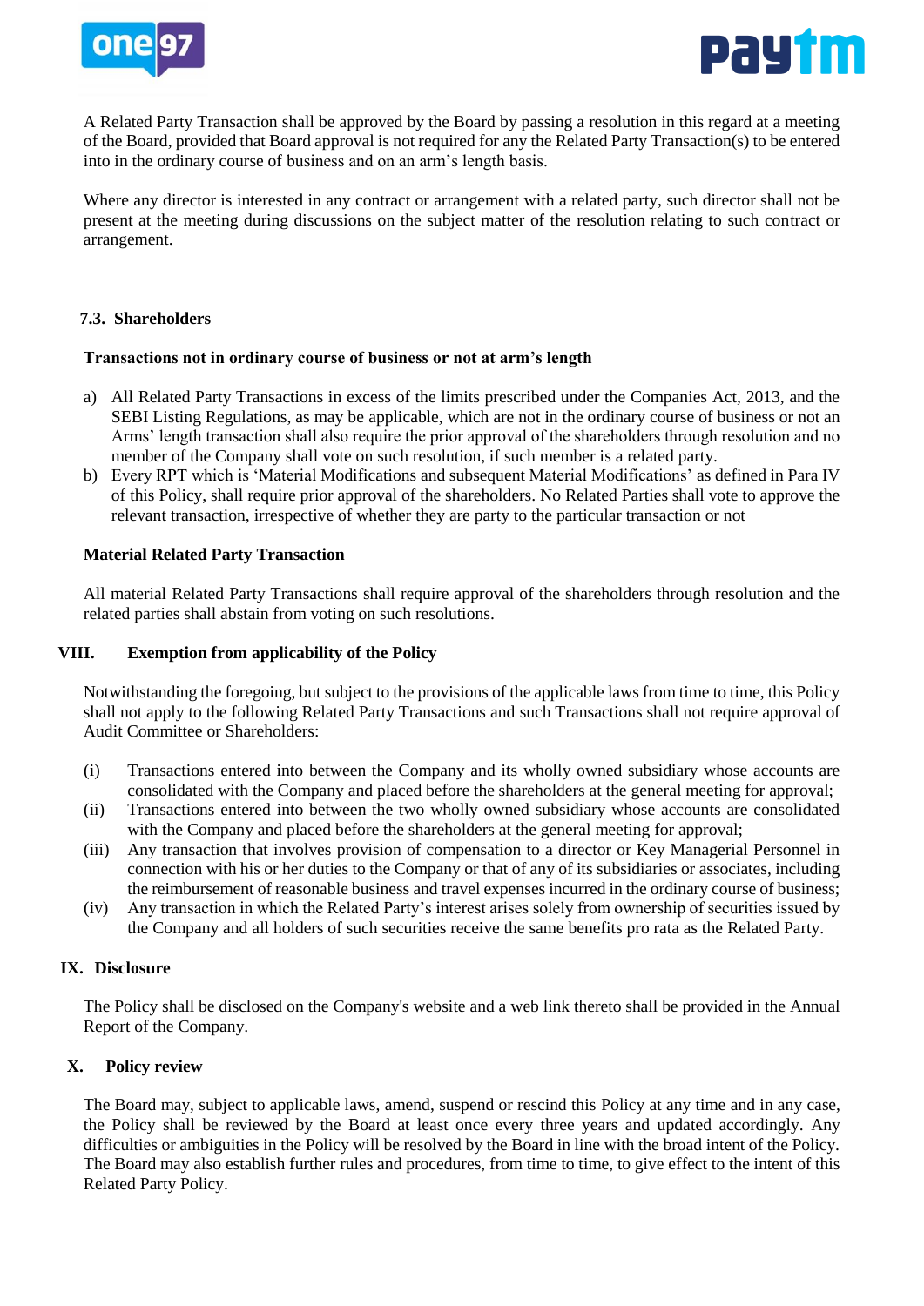A Related Party Transaction shall be approved by the Board by passing a resolution in this regard at a meeting of the Board, provided that Board approval is not required for any the Related Party Transaction(s) to be entered into in the ordinary course of business and on an arm's length basis.

Where any director is interested in any contract or arrangement with a related party, such director shall not be present at the meeting during discussions on the subject matter of the resolution relating to such contract or arrangement.

### 7.3. Shareholders

**Transactions not in ordinary course of business or not at arm's length**

a) All Related Party Transactions in excess of the limits prescribed under the Companies Act, 2013, and the SEBI Listing Regulations, as may be applicable, which are not in the ordinary course of business or not an Arms' length transaction shall also require the prior approval of the shareholders through resolution and no member of the Company shall vote on such resolution, if such member is a related party.

b) Every RPT which is 'Material Modifications and subsequent Material Modifications' as defined in Para IV of this Policy, shall require prior approval of the shareholders. No Related Parties shall vote to approve the relevant transaction, irrespective of whether they are party to the particular transaction or not

**Material Related Party Transaction**

All material Related Party Transactions shall require approval of the shareholders through resolution and the related parties shall abstain from voting on such resolutions.

## VIII. Exemption from applicability of the Policy

Notwithstanding the foregoing, but subject to the provisions of the applicable laws from time to time, this Policy shall not apply to the following Related Party Transactions and such Transactions shall not require approval of Audit Committee or Shareholders:

(i) Transactions entered into between the Company and its wholly owned subsidiary whose accounts are consolidated with the Company and placed before the shareholders at the general meeting for approval;

(ii) Transactions entered into between the two wholly owned subsidiary whose accounts are consolidated with the Company and placed before the shareholders at the general meeting for approval;

(iii) Any transaction that involves provision of compensation to a director or Key Managerial Personnel in connection with his or her duties to the Company or that of any of its subsidiaries or associates, including the reimbursement of reasonable business and travel expenses incurred in the ordinary course of business;

(iv) Any transaction in which the Related Party's interest arises solely from ownership of securities issued by the Company and all holders of such securities receive the same benefits pro rata as the Related Party.

## IX. Disclosure

The Policy shall be disclosed on the Company's website and a web link thereto shall be provided in the Annual Report of the Company.

## X. Policy review

The Board may, subject to applicable laws, amend, suspend or rescind this Policy at any time and in any case, the Policy shall be reviewed by the Board at least once every three years and updated accordingly. Any difficulties or ambiguities in the Policy will be resolved by the Board in line with the broad intent of the Policy. The Board may also establish further rules and procedures, from time to time, to give effect to the intent of this Related Party Policy.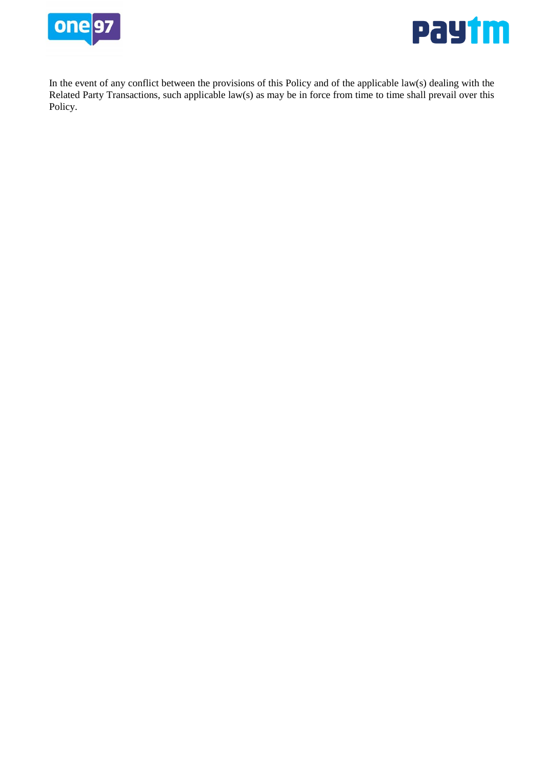In the event of any conflict between the provisions of this Policy and of the applicable law(s) dealing with the Related Party Transactions, such applicable law(s) as may be in force from time to time shall prevail over this Policy.